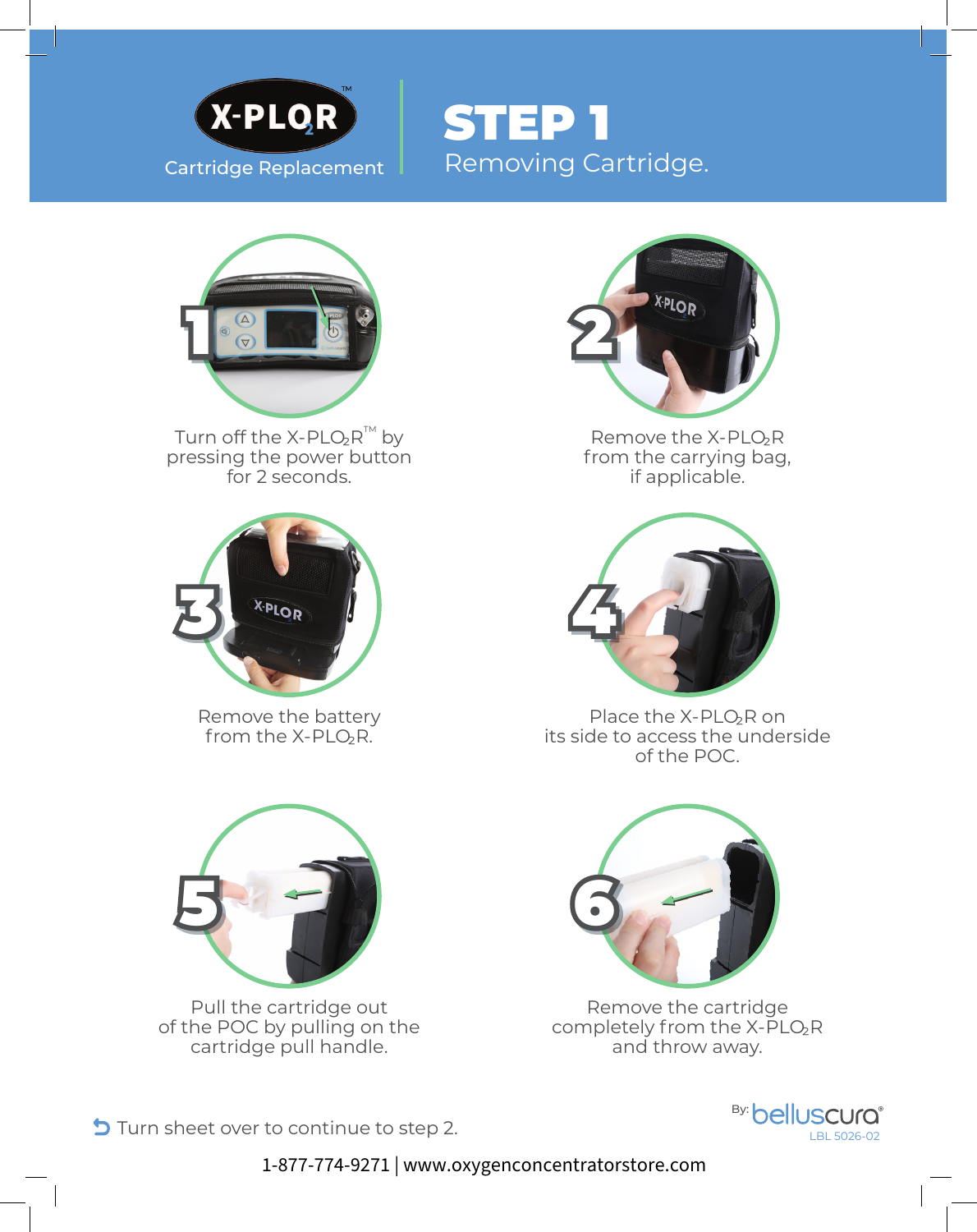# X-PLO$_2$R™

Cartridge Replacement

# STEP 1

## Removing Cartridge.

1. Turn off the X-PLO$_2$R™ by pressing the power button for 2 seconds.

2. Remove the X-PLO$_2$R from the carrying bag, if applicable.

3. Remove the battery from the X-PLO$_2$R.

4. Place the X-PLO$_2$R on its side to access the underside of the POC.

5. Pull the cartridge out of the POC by pulling on the cartridge pull handle.

6. Remove the cartridge completely from the X-PLO$_2$R and throw away.

Turn sheet over to continue to step 2.

By: belluscura®

LBL 5026-02

1-877-774-9271 | www.oxygenconcentratorstore.com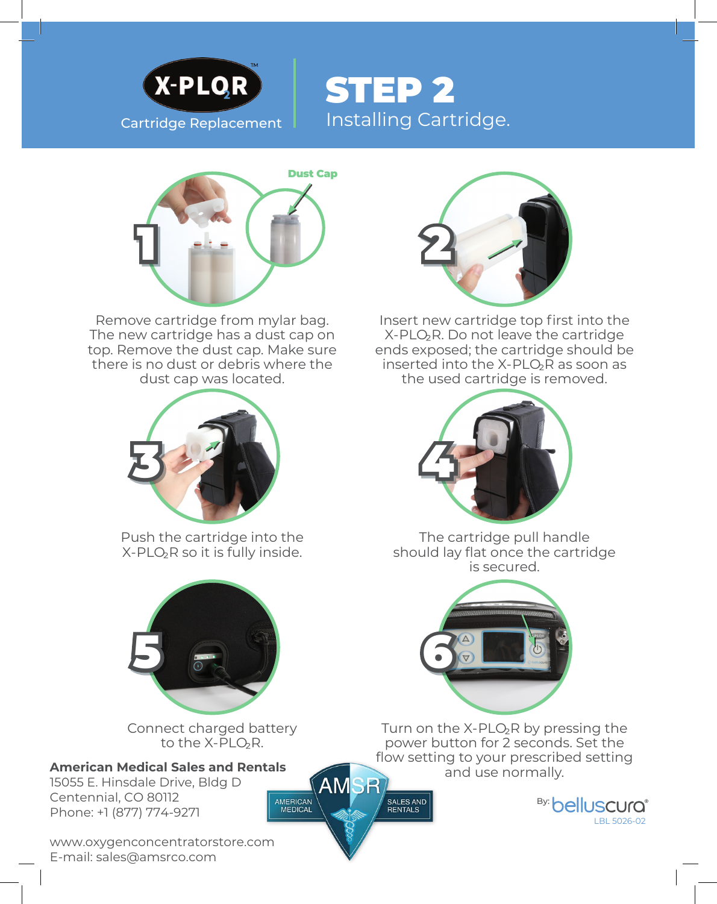# X-PLO$_2$R™

Cartridge Replacement

## STEP 2

Installing Cartridge.

Dust Cap

**1**

Remove cartridge from mylar bag. The new cartridge has a dust cap on top. Remove the dust cap. Make sure there is no dust or debris where the dust cap was located.

**2**

Insert new cartridge top first into the X-PLO$_2$R. Do not leave the cartridge ends exposed; the cartridge should be inserted into the X-PLO$_2$R as soon as the used cartridge is removed.

**3**

Push the cartridge into the X-PLO$_2$R so it is fully inside.

**4**

The cartridge pull handle should lay flat once the cartridge is secured.

**5**

Connect charged battery to the X-PLO$_2$R.

**6**

Turn on the X-PLO$_2$R by pressing the power button for 2 seconds. Set the flow setting to your prescribed setting and use normally.

**American Medical Sales and Rentals**
15055 E. Hinsdale Drive, Bldg D
Centennial, CO 80112
Phone: +1 (877) 774-9271

www.oxygenconcentratorstore.com
E-mail: sales@amsrco.com

AMSR — AMERICAN MEDICAL SALES AND RENTALS

By: belluscura®

LBL 5026-02